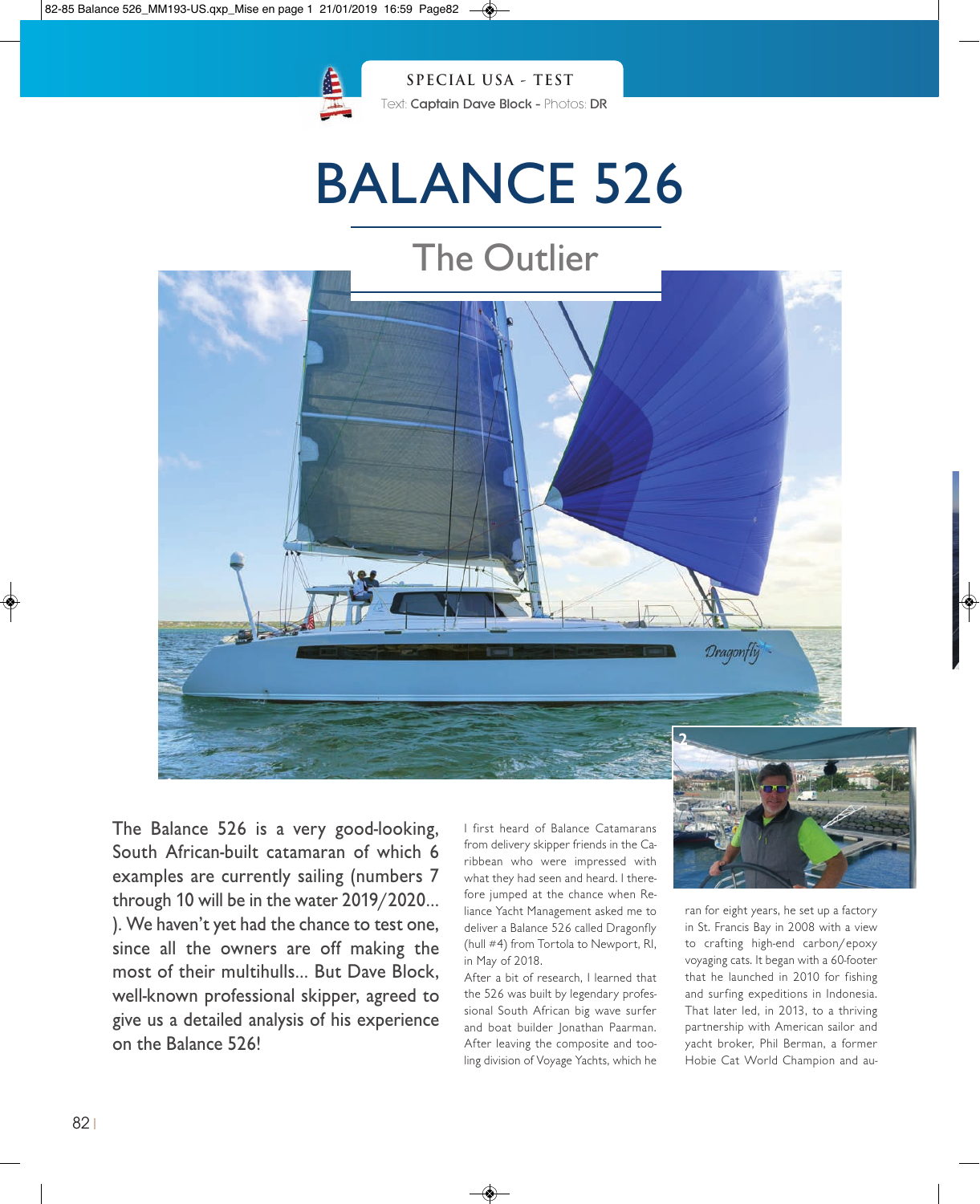SPECIAL USA - TEST

Text: **Captain Dave Block** - Photos: **DR**

# BALANCE 526

## The Outlier

**The Balance 526 is a very good-looking, South African-built catamaran of which 6 examples are currently sailing (numbers 7 through 10 will be in the water 2019/2020...). We haven't yet had the chance to test one, since all the owners are off making the most of their multihulls... But Dave Block, well-known professional skipper, agreed to give us a detailed analysis of his experience on the Balance 526!**

I first heard of Balance Catamarans from delivery skipper friends in the Caribbean who were impressed with what they had seen and heard. I therefore jumped at the chance when Reliance Yacht Management asked me to deliver a Balance 526 called Dragonfly (hull #4) from Tortola to Newport, RI, in May of 2018.

After a bit of research, I learned that the 526 was built by legendary professional South African big wave surfer and boat builder Jonathan Paarman. After leaving the composite and tooling division of Voyage Yachts, which he ran for eight years, he set up a factory in St. Francis Bay in 2008 with a view to crafting high-end carbon/epoxy voyaging cats. It began with a 60-footer that he launched in 2010 for fishing and surfing expeditions in Indonesia. That later led, in 2013, to a thriving partnership with American sailor and yacht broker, Phil Berman, a former Hobie Cat World Champion and au-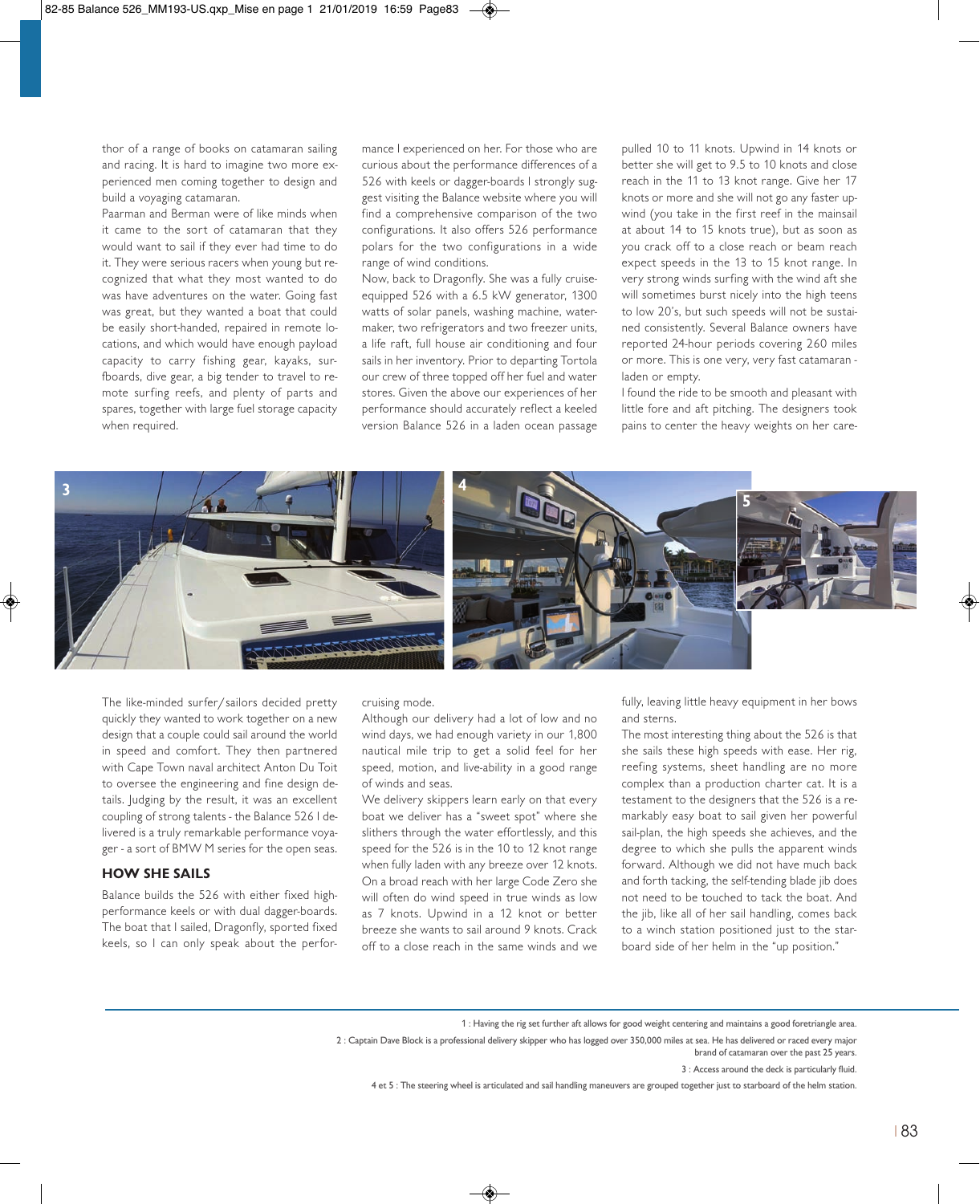thor of a range of books on catamaran sailing and racing. It is hard to imagine two more experienced men coming together to design and build a voyaging catamaran.

Paarman and Berman were of like minds when it came to the sort of catamaran that they would want to sail if they ever had time to do it. They were serious racers when young but recognized that what they most wanted to do was have adventures on the water. Going fast was great, but they wanted a boat that could be easily short-handed, repaired in remote locations, and which would have enough payload capacity to carry fishing gear, kayaks, surfboards, dive gear, a big tender to travel to remote surfing reefs, and plenty of parts and spares, together with large fuel storage capacity when required.

The like-minded surfer/sailors decided pretty quickly they wanted to work together on a new design that a couple could sail around the world in speed and comfort. They then partnered with Cape Town naval architect Anton Du Toit to oversee the engineering and fine design details. Judging by the result, it was an excellent coupling of strong talents - the Balance 526 I delivered is a truly remarkable performance voyager - a sort of BMW M series for the open seas.

## HOW SHE SAILS

Balance builds the 526 with either fixed high-performance keels or with dual dagger-boards. The boat that I sailed, Dragonfly, sported fixed keels, so I can only speak about the performance I experienced on her. For those who are curious about the performance differences of a 526 with keels or dagger-boards I strongly suggest visiting the Balance website where you will find a comprehensive comparison of the two configurations. It also offers 526 performance polars for the two configurations in a wide range of wind conditions.

Now, back to Dragonfly. She was a fully cruise-equipped 526 with a 6.5 kW generator, 1300 watts of solar panels, washing machine, watermaker, two refrigerators and two freezer units, a life raft, full house air conditioning and four sails in her inventory. Prior to departing Tortola our crew of three topped off her fuel and water stores. Given the above our experiences of her performance should accurately reflect a keeled version Balance 526 in a laden ocean passage cruising mode.

Although our delivery had a lot of low and no wind days, we had enough variety in our 1,800 nautical mile trip to get a solid feel for her speed, motion, and live-ability in a good range of winds and seas.

We delivery skippers learn early on that every boat we deliver has a "sweet spot" where she slithers through the water effortlessly, and this speed for the 526 is in the 10 to 12 knot range when fully laden with any breeze over 12 knots. On a broad reach with her large Code Zero she will often do wind speed in true winds as low as 7 knots. Upwind in a 12 knot or better breeze she wants to sail around 9 knots. Crack off to a close reach in the same winds and we pulled 10 to 11 knots. Upwind in 14 knots or better she will get to 9.5 to 10 knots and close reach in the 11 to 13 knot range. Give her 17 knots or more and she will not go any faster upwind (you take in the first reef in the mainsail at about 14 to 15 knots true), but as soon as you crack off to a close reach or beam reach expect speeds in the 13 to 15 knot range. In very strong winds surfing with the wind aft she will sometimes burst nicely into the high teens to low 20's, but such speeds will not be sustained consistently. Several Balance owners have reported 24-hour periods covering 260 miles or more. This is one very, very fast catamaran - laden or empty.

I found the ride to be smooth and pleasant with little fore and aft pitching. The designers took pains to center the heavy weights on her carefully, leaving little heavy equipment in her bows and sterns.

The most interesting thing about the 526 is that she sails these high speeds with ease. Her rig, reefing systems, sheet handling are no more complex than a production charter cat. It is a testament to the designers that the 526 is a remarkably easy boat to sail given her powerful sail-plan, the high speeds she achieves, and the degree to which she pulls the apparent winds forward. Although we did not have much back and forth tacking, the self-tending blade jib does not need to be touched to tack the boat. And the jib, like all of her sail handling, comes back to a winch station positioned just to the starboard side of her helm in the "up position."

1 : Having the rig set further aft allows for good weight centering and maintains a good foretriangle area.

2 : Captain Dave Block is a professional delivery skipper who has logged over 350,000 miles at sea. He has delivered or raced every major brand of catamaran over the past 25 years.

3 : Access around the deck is particularly fluid.

4 et 5 : The steering wheel is articulated and sail handling maneuvers are grouped together just to starboard of the helm station.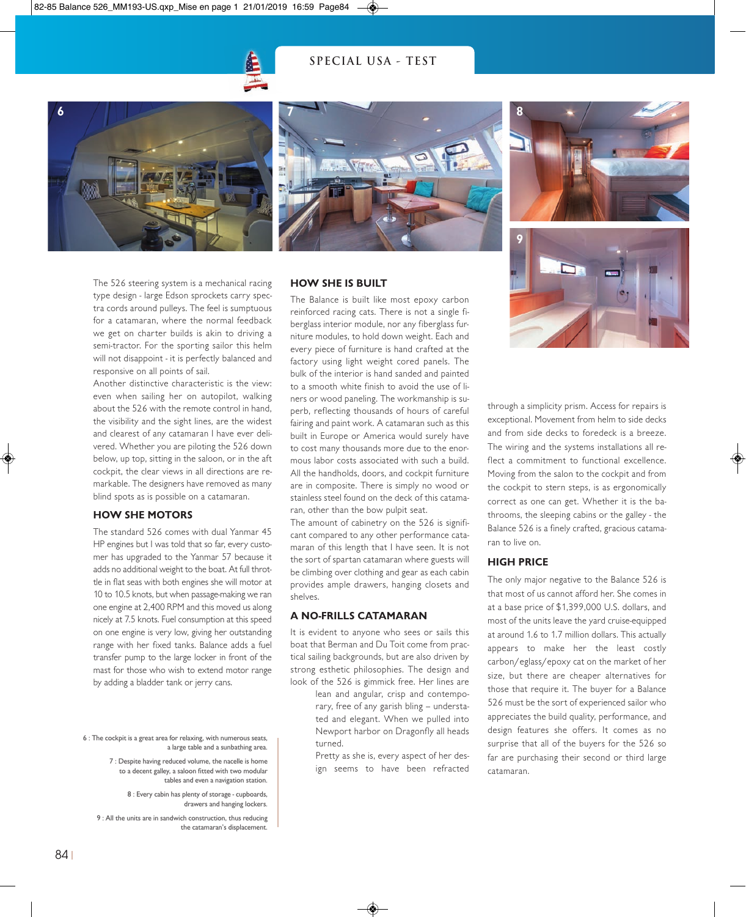The 526 steering system is a mechanical racing type design - large Edson sprockets carry spectra cords around pulleys. The feel is sumptuous for a catamaran, where the normal feedback we get on charter builds is akin to driving a semi-tractor. For the sporting sailor this helm will not disappoint - it is perfectly balanced and responsive on all points of sail.

Another distinctive characteristic is the view: even when sailing her on autopilot, walking about the 526 with the remote control in hand, the visibility and the sight lines, are the widest and clearest of any catamaran I have ever delivered. Whether you are piloting the 526 down below, up top, sitting in the saloon, or in the aft cockpit, the clear views in all directions are remarkable. The designers have removed as many blind spots as is possible on a catamaran.

## HOW SHE MOTORS

The standard 526 comes with dual Yanmar 45 HP engines but I was told that so far, every customer has upgraded to the Yanmar 57 because it adds no additional weight to the boat. At full throttle in flat seas with both engines she will motor at 10 to 10.5 knots, but when passage-making we ran one engine at 2,400 RPM and this moved us along nicely at 7.5 knots. Fuel consumption at this speed on one engine is very low, giving her outstanding range with her fixed tanks. Balance adds a fuel transfer pump to the large locker in front of the mast for those who wish to extend motor range by adding a bladder tank or jerry cans.

6 : The cockpit is a great area for relaxing, with numerous seats, a large table and a sunbathing area.

7 : Despite having reduced volume, the nacelle is home to a decent galley, a saloon fitted with two modular tables and even a navigation station.

8 : Every cabin has plenty of storage - cupboards, drawers and hanging lockers.

9 : All the units are in sandwich construction, thus reducing the catamaran's displacement.

## HOW SHE IS BUILT

The Balance is built like most epoxy carbon reinforced racing cats. There is not a single fiberglass interior module, nor any fiberglass furniture modules, to hold down weight. Each and every piece of furniture is hand crafted at the factory using light weight cored panels. The bulk of the interior is hand sanded and painted to a smooth white finish to avoid the use of liners or wood paneling. The workmanship is superb, reflecting thousands of hours of careful fairing and paint work. A catamaran such as this built in Europe or America would surely have to cost many thousands more due to the enormous labor costs associated with such a build. All the handholds, doors, and cockpit furniture are in composite. There is simply no wood or stainless steel found on the deck of this catamaran, other than the bow pulpit seat.

The amount of cabinetry on the 526 is significant compared to any other performance catamaran of this length that I have seen. It is not the sort of spartan catamaran where guests will be climbing over clothing and gear as each cabin provides ample drawers, hanging closets and shelves.

## A NO-FRILLS CATAMARAN

It is evident to anyone who sees or sails this boat that Berman and Du Toit come from practical sailing backgrounds, but are also driven by strong esthetic philosophies. The design and look of the 526 is gimmick free. Her lines are lean and angular, crisp and contemporary, free of any garish bling – understated and elegant. When we pulled into Newport harbor on Dragonfly all heads turned.

Pretty as she is, every aspect of her design seems to have been refracted through a simplicity prism. Access for repairs is exceptional. Movement from helm to side decks and from side decks to foredeck is a breeze. The wiring and the systems installations all reflect a commitment to functional excellence. Moving from the salon to the cockpit and from the cockpit to stern steps, is as ergonomically correct as one can get. Whether it is the bathrooms, the sleeping cabins or the galley - the Balance 526 is a finely crafted, gracious catamaran to live on.

## HIGH PRICE

The only major negative to the Balance 526 is that most of us cannot afford her. She comes in at a base price of $1,399,000 U.S. dollars, and most of the units leave the yard cruise-equipped at around 1.6 to 1.7 million dollars. This actually appears to make her the least costly carbon/eglass/epoxy cat on the market of her size, but there are cheaper alternatives for those that require it. The buyer for a Balance 526 must be the sort of experienced sailor who appreciates the build quality, performance, and design features she offers. It comes as no surprise that all of the buyers for the 526 so far are purchasing their second or third large catamaran.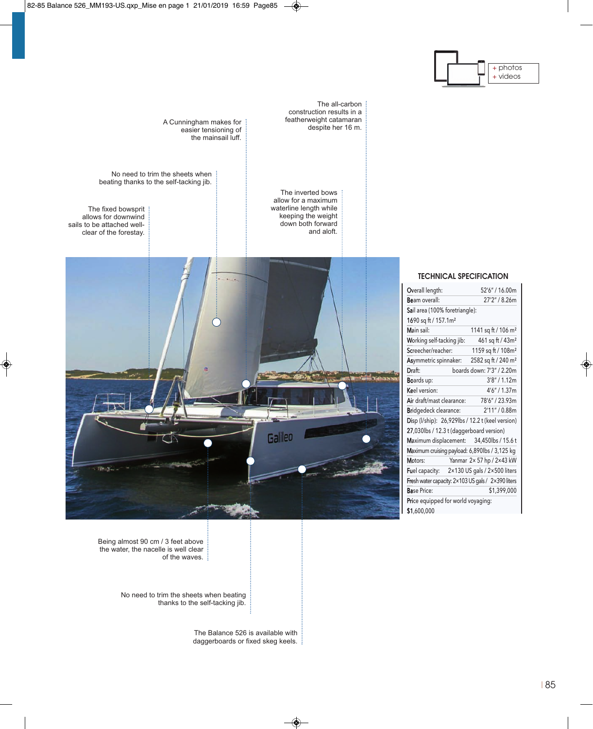+ photos
+ videos

The all-carbon construction results in a featherweight catamaran despite her 16 m.

A Cunningham makes for easier tensioning of the mainsail luff.

No need to trim the sheets when beating thanks to the self-tacking jib.

The inverted bows allow for a maximum waterline length while keeping the weight down both forward and aloft.

The fixed bowsprit allows for downwind sails to be attached well-clear of the forestay.

Being almost 90 cm / 3 feet above the water, the nacelle is well clear of the waves.

No need to trim the sheets when beating thanks to the self-tacking jib.

The Balance 526 is available with daggerboards or fixed skeg keels.

## TECHNICAL SPECIFICATION

| | |
|---|---|
| Overall length: | 52'6" / 16.00m |
| Beam overall: | 27'2" / 8.26m |
| Sail area (100% foretriangle): 1690 sq ft / 157.1m² | |
| Main sail: | 1141 sq ft / 106 m² |
| Working self-tacking jib: | 461 sq ft / 43m² |
| Screecher/reacher: | 1159 sq ft / 108m² |
| Asymmetric spinnaker: | 2582 sq ft / 240 m² |
| Draft: | boards down: 7'3" / 2.20m |
| Boards up: | 3'8" / 1.12m |
| Keel version: | 4'6" / 1.37m |
| Air draft/mast clearance: | 78'6" / 23.93m |
| Bridgedeck clearance: | 2'11" / 0.88m |
| Disp (l/ship): | 26,929lbs / 12.2 t (keel version) 27,030lbs / 12.3 t (daggerboard version) |
| Maximum displacement: | 34,450lbs / 15.6 t |
| Maximum cruising payload: | 6,890lbs / 3,125 kg |
| Motors: | Yanmar 2× 57 hp / 2×43 kW |
| Fuel capacity: | 2×130 US gals / 2×500 liters |
| Fresh water capacity: | 2×103 US gals / 2×390 liters |
| Base Price: | $1,399,000 |
| Price equipped for world voyaging: $1,600,000 | |